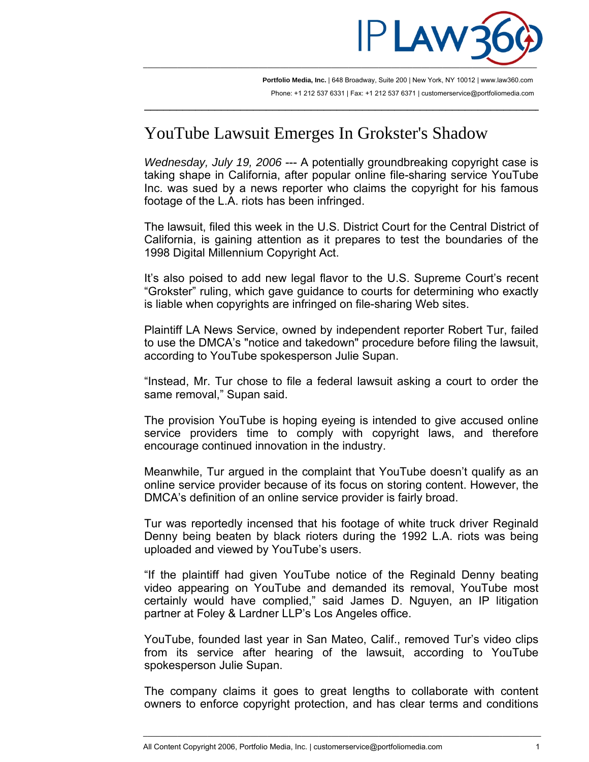Portfolio Media, Inc. | 648 Broadway, Suite 200 | New York, NY 10012 | www.law360.com
Phone: +1 212 537 6331 | Fax: +1 212 537 6371 | customerservice@portfoliomedia.com

# YouTube Lawsuit Emerges In Grokster's Shadow

*Wednesday, July 19, 2006* --- A potentially groundbreaking copyright case is taking shape in California, after popular online file-sharing service YouTube Inc. was sued by a news reporter who claims the copyright for his famous footage of the L.A. riots has been infringed.

The lawsuit, filed this week in the U.S. District Court for the Central District of California, is gaining attention as it prepares to test the boundaries of the 1998 Digital Millennium Copyright Act.

It's also poised to add new legal flavor to the U.S. Supreme Court's recent "Grokster" ruling, which gave guidance to courts for determining who exactly is liable when copyrights are infringed on file-sharing Web sites.

Plaintiff LA News Service, owned by independent reporter Robert Tur, failed to use the DMCA's "notice and takedown" procedure before filing the lawsuit, according to YouTube spokesperson Julie Supan.

"Instead, Mr. Tur chose to file a federal lawsuit asking a court to order the same removal," Supan said.

The provision YouTube is hoping eyeing is intended to give accused online service providers time to comply with copyright laws, and therefore encourage continued innovation in the industry.

Meanwhile, Tur argued in the complaint that YouTube doesn't qualify as an online service provider because of its focus on storing content. However, the DMCA's definition of an online service provider is fairly broad.

Tur was reportedly incensed that his footage of white truck driver Reginald Denny being beaten by black rioters during the 1992 L.A. riots was being uploaded and viewed by YouTube's users.

"If the plaintiff had given YouTube notice of the Reginald Denny beating video appearing on YouTube and demanded its removal, YouTube most certainly would have complied," said James D. Nguyen, an IP litigation partner at Foley & Lardner LLP's Los Angeles office.

YouTube, founded last year in San Mateo, Calif., removed Tur's video clips from its service after hearing of the lawsuit, according to YouTube spokesperson Julie Supan.

The company claims it goes to great lengths to collaborate with content owners to enforce copyright protection, and has clear terms and conditions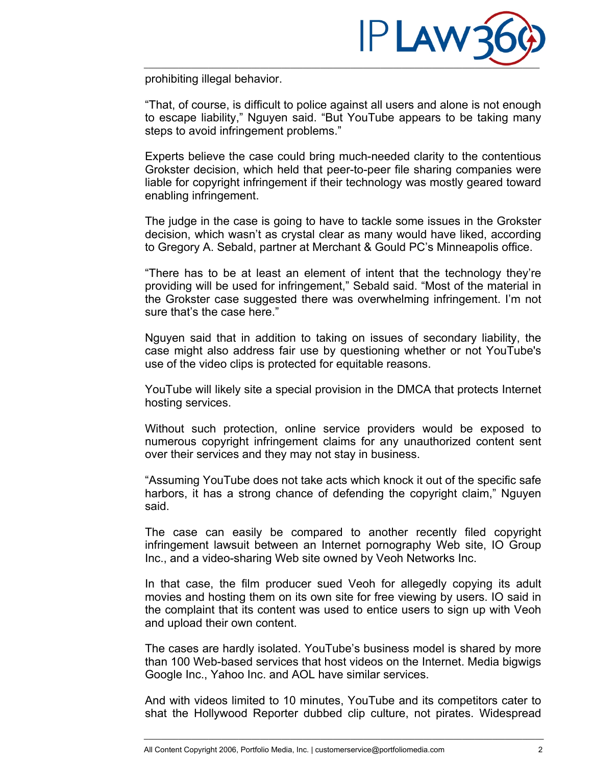prohibiting illegal behavior.

“That, of course, is difficult to police against all users and alone is not enough to escape liability,” Nguyen said. “But YouTube appears to be taking many steps to avoid infringement problems.”

Experts believe the case could bring much-needed clarity to the contentious Grokster decision, which held that peer-to-peer file sharing companies were liable for copyright infringement if their technology was mostly geared toward enabling infringement.

The judge in the case is going to have to tackle some issues in the Grokster decision, which wasn’t as crystal clear as many would have liked, according to Gregory A. Sebald, partner at Merchant & Gould PC’s Minneapolis office.

“There has to be at least an element of intent that the technology they’re providing will be used for infringement,” Sebald said. “Most of the material in the Grokster case suggested there was overwhelming infringement. I’m not sure that’s the case here.”

Nguyen said that in addition to taking on issues of secondary liability, the case might also address fair use by questioning whether or not YouTube's use of the video clips is protected for equitable reasons.

YouTube will likely site a special provision in the DMCA that protects Internet hosting services.

Without such protection, online service providers would be exposed to numerous copyright infringement claims for any unauthorized content sent over their services and they may not stay in business.

“Assuming YouTube does not take acts which knock it out of the specific safe harbors, it has a strong chance of defending the copyright claim,” Nguyen said.

The case can easily be compared to another recently filed copyright infringement lawsuit between an Internet pornography Web site, IO Group Inc., and a video-sharing Web site owned by Veoh Networks Inc.

In that case, the film producer sued Veoh for allegedly copying its adult movies and hosting them on its own site for free viewing by users. IO said in the complaint that its content was used to entice users to sign up with Veoh and upload their own content.

The cases are hardly isolated. YouTube’s business model is shared by more than 100 Web-based services that host videos on the Internet. Media bigwigs Google Inc., Yahoo Inc. and AOL have similar services.

And with videos limited to 10 minutes, YouTube and its competitors cater to shat the Hollywood Reporter dubbed clip culture, not pirates. Widespread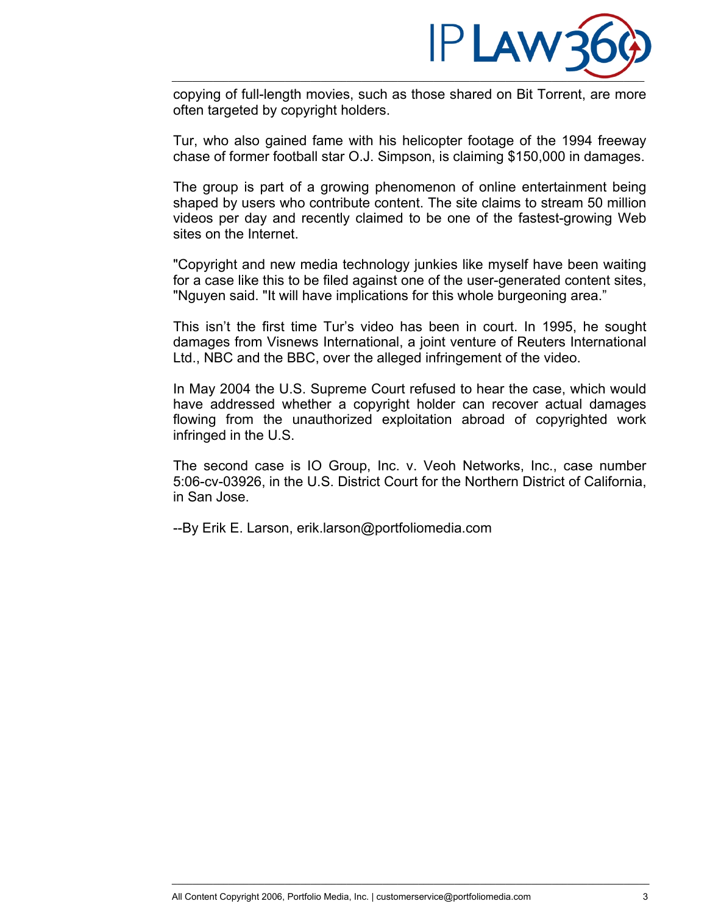copying of full-length movies, such as those shared on Bit Torrent, are more often targeted by copyright holders.

Tur, who also gained fame with his helicopter footage of the 1994 freeway chase of former football star O.J. Simpson, is claiming $150,000 in damages.

The group is part of a growing phenomenon of online entertainment being shaped by users who contribute content. The site claims to stream 50 million videos per day and recently claimed to be one of the fastest-growing Web sites on the Internet.

"Copyright and new media technology junkies like myself have been waiting for a case like this to be filed against one of the user-generated content sites, "Nguyen said. "It will have implications for this whole burgeoning area."

This isn't the first time Tur's video has been in court. In 1995, he sought damages from Visnews International, a joint venture of Reuters International Ltd., NBC and the BBC, over the alleged infringement of the video.

In May 2004 the U.S. Supreme Court refused to hear the case, which would have addressed whether a copyright holder can recover actual damages flowing from the unauthorized exploitation abroad of copyrighted work infringed in the U.S.

The second case is IO Group, Inc. v. Veoh Networks, Inc., case number 5:06-cv-03926, in the U.S. District Court for the Northern District of California, in San Jose.

--By Erik E. Larson, erik.larson@portfoliomedia.com